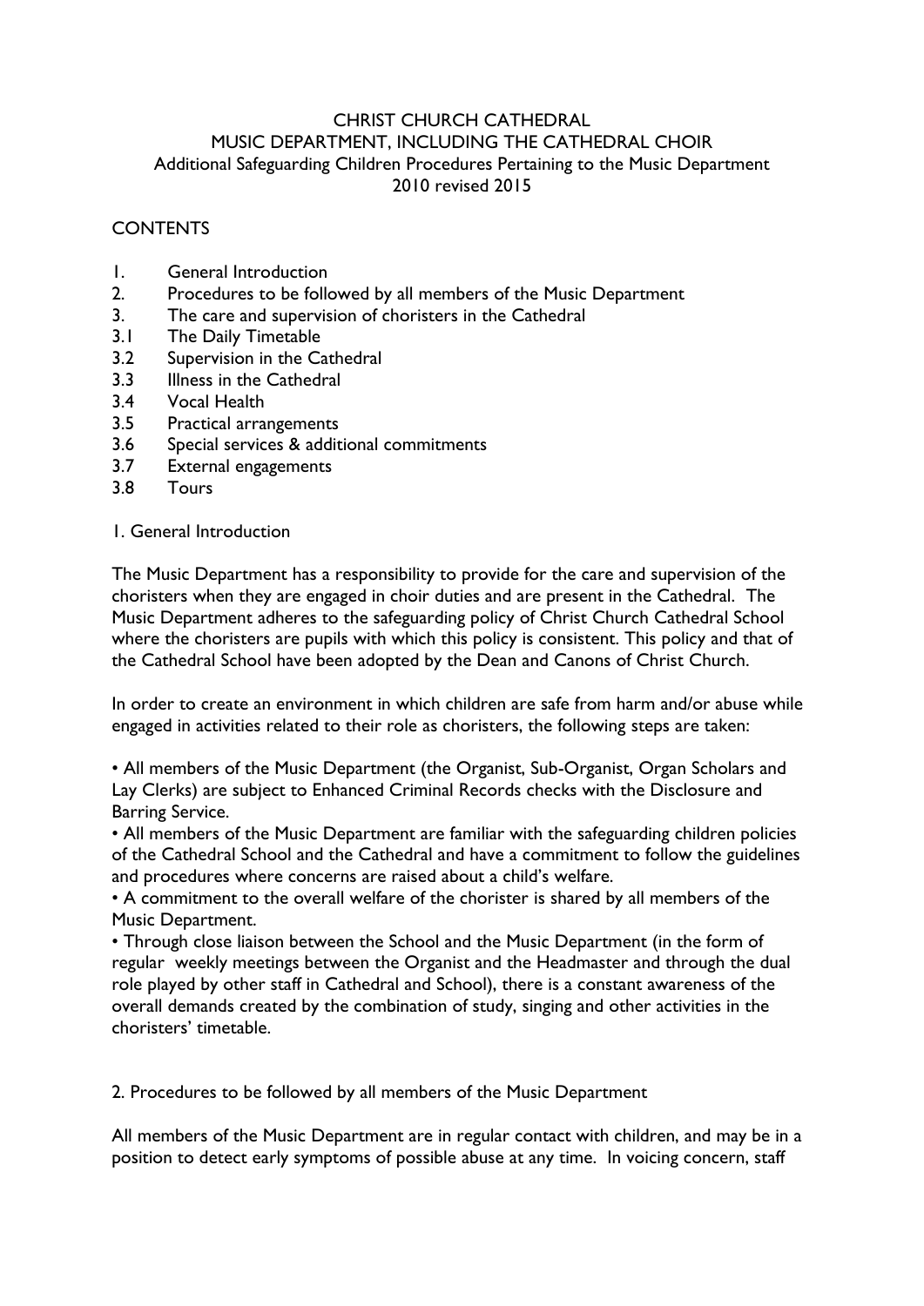# CHRIST CHURCH CATHEDRAL
## MUSIC DEPARTMENT, INCLUDING THE CATHEDRAL CHOIR
### Additional Safeguarding Children Procedures Pertaining to the Music Department
### 2010 revised 2015

CONTENTS

1. General Introduction
2. Procedures to be followed by all members of the Music Department
3. The care and supervision of choristers in the Cathedral

3.1 The Daily Timetable
3.2 Supervision in the Cathedral
3.3 Illness in the Cathedral
3.4 Vocal Health
3.5 Practical arrangements
3.6 Special services & additional commitments
3.7 External engagements
3.8 Tours

## 1. General Introduction

The Music Department has a responsibility to provide for the care and supervision of the choristers when they are engaged in choir duties and are present in the Cathedral. The Music Department adheres to the safeguarding policy of Christ Church Cathedral School where the choristers are pupils with which this policy is consistent. This policy and that of the Cathedral School have been adopted by the Dean and Canons of Christ Church.

In order to create an environment in which children are safe from harm and/or abuse while engaged in activities related to their role as choristers, the following steps are taken:

- All members of the Music Department (the Organist, Sub-Organist, Organ Scholars and Lay Clerks) are subject to Enhanced Criminal Records checks with the Disclosure and Barring Service.
- All members of the Music Department are familiar with the safeguarding children policies of the Cathedral School and the Cathedral and have a commitment to follow the guidelines and procedures where concerns are raised about a child's welfare.
- A commitment to the overall welfare of the chorister is shared by all members of the Music Department.
- Through close liaison between the School and the Music Department (in the form of regular weekly meetings between the Organist and the Headmaster and through the dual role played by other staff in Cathedral and School), there is a constant awareness of the overall demands created by the combination of study, singing and other activities in the choristers' timetable.

## 2. Procedures to be followed by all members of the Music Department

All members of the Music Department are in regular contact with children, and may be in a position to detect early symptoms of possible abuse at any time. In voicing concern, staff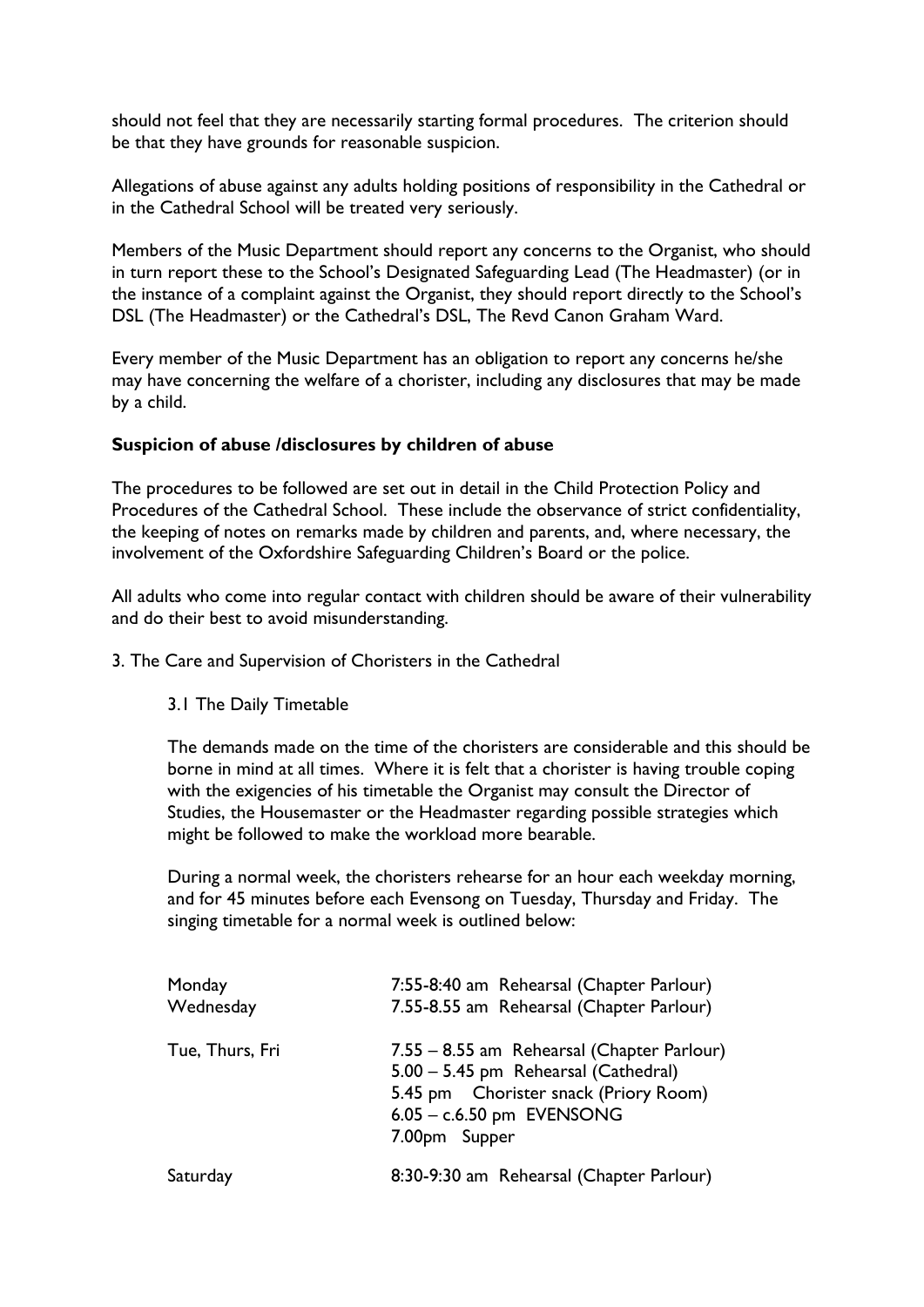should not feel that they are necessarily starting formal procedures. The criterion should be that they have grounds for reasonable suspicion.

Allegations of abuse against any adults holding positions of responsibility in the Cathedral or in the Cathedral School will be treated very seriously.

Members of the Music Department should report any concerns to the Organist, who should in turn report these to the School's Designated Safeguarding Lead (The Headmaster) (or in the instance of a complaint against the Organist, they should report directly to the School's DSL (The Headmaster) or the Cathedral's DSL, The Revd Canon Graham Ward.

Every member of the Music Department has an obligation to report any concerns he/she may have concerning the welfare of a chorister, including any disclosures that may be made by a child.

**Suspicion of abuse /disclosures by children of abuse**

The procedures to be followed are set out in detail in the Child Protection Policy and Procedures of the Cathedral School. These include the observance of strict confidentiality, the keeping of notes on remarks made by children and parents, and, where necessary, the involvement of the Oxfordshire Safeguarding Children's Board or the police.

All adults who come into regular contact with children should be aware of their vulnerability and do their best to avoid misunderstanding.

3. The Care and Supervision of Choristers in the Cathedral

3.1 The Daily Timetable

The demands made on the time of the choristers are considerable and this should be borne in mind at all times. Where it is felt that a chorister is having trouble coping with the exigencies of his timetable the Organist may consult the Director of Studies, the Housemaster or the Headmaster regarding possible strategies which might be followed to make the workload more bearable.

During a normal week, the choristers rehearse for an hour each weekday morning, and for 45 minutes before each Evensong on Tuesday, Thursday and Friday. The singing timetable for a normal week is outlined below:

| | |
|---|---|
| Monday | 7:55-8:40 am Rehearsal (Chapter Parlour) |
| Wednesday | 7.55-8.55 am Rehearsal (Chapter Parlour) |
| Tue, Thurs, Fri | 7.55 – 8.55 am Rehearsal (Chapter Parlour)<br>5.00 – 5.45 pm Rehearsal (Cathedral)<br>5.45 pm Chorister snack (Priory Room)<br>6.05 – c.6.50 pm EVENSONG<br>7.00pm Supper |
| Saturday | 8:30-9:30 am Rehearsal (Chapter Parlour) |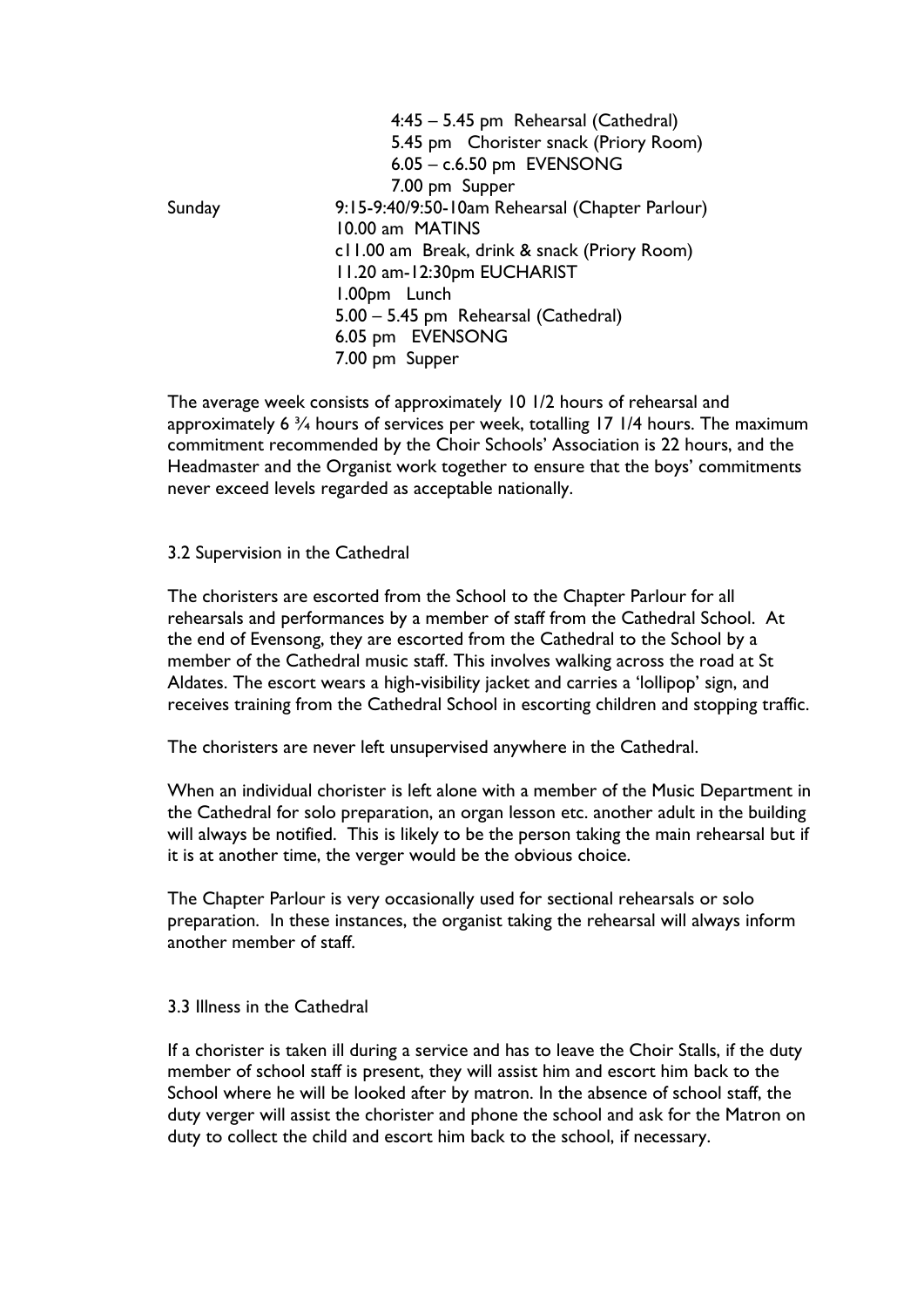|  |  |
|---|---|
|  | 4:45 – 5.45 pm Rehearsal (Cathedral) |
|  | 5.45 pm Chorister snack (Priory Room) |
|  | 6.05 – c.6.50 pm EVENSONG |
|  | 7.00 pm Supper |
| Sunday | 9:15-9:40/9:50-10am Rehearsal (Chapter Parlour) |
|  | 10.00 am MATINS |
|  | c11.00 am Break, drink & snack (Priory Room) |
|  | 11.20 am-12:30pm EUCHARIST |
|  | 1.00pm Lunch |
|  | 5.00 – 5.45 pm Rehearsal (Cathedral) |
|  | 6.05 pm EVENSONG |
|  | 7.00 pm Supper |

The average week consists of approximately 10 1/2 hours of rehearsal and approximately 6 ¾ hours of services per week, totalling 17 1/4 hours. The maximum commitment recommended by the Choir Schools' Association is 22 hours, and the Headmaster and the Organist work together to ensure that the boys' commitments never exceed levels regarded as acceptable nationally.

## 3.2 Supervision in the Cathedral

The choristers are escorted from the School to the Chapter Parlour for all rehearsals and performances by a member of staff from the Cathedral School. At the end of Evensong, they are escorted from the Cathedral to the School by a member of the Cathedral music staff. This involves walking across the road at St Aldates. The escort wears a high-visibility jacket and carries a 'lollipop' sign, and receives training from the Cathedral School in escorting children and stopping traffic.

The choristers are never left unsupervised anywhere in the Cathedral.

When an individual chorister is left alone with a member of the Music Department in the Cathedral for solo preparation, an organ lesson etc. another adult in the building will always be notified. This is likely to be the person taking the main rehearsal but if it is at another time, the verger would be the obvious choice.

The Chapter Parlour is very occasionally used for sectional rehearsals or solo preparation. In these instances, the organist taking the rehearsal will always inform another member of staff.

## 3.3 Illness in the Cathedral

If a chorister is taken ill during a service and has to leave the Choir Stalls, if the duty member of school staff is present, they will assist him and escort him back to the School where he will be looked after by matron. In the absence of school staff, the duty verger will assist the chorister and phone the school and ask for the Matron on duty to collect the child and escort him back to the school, if necessary.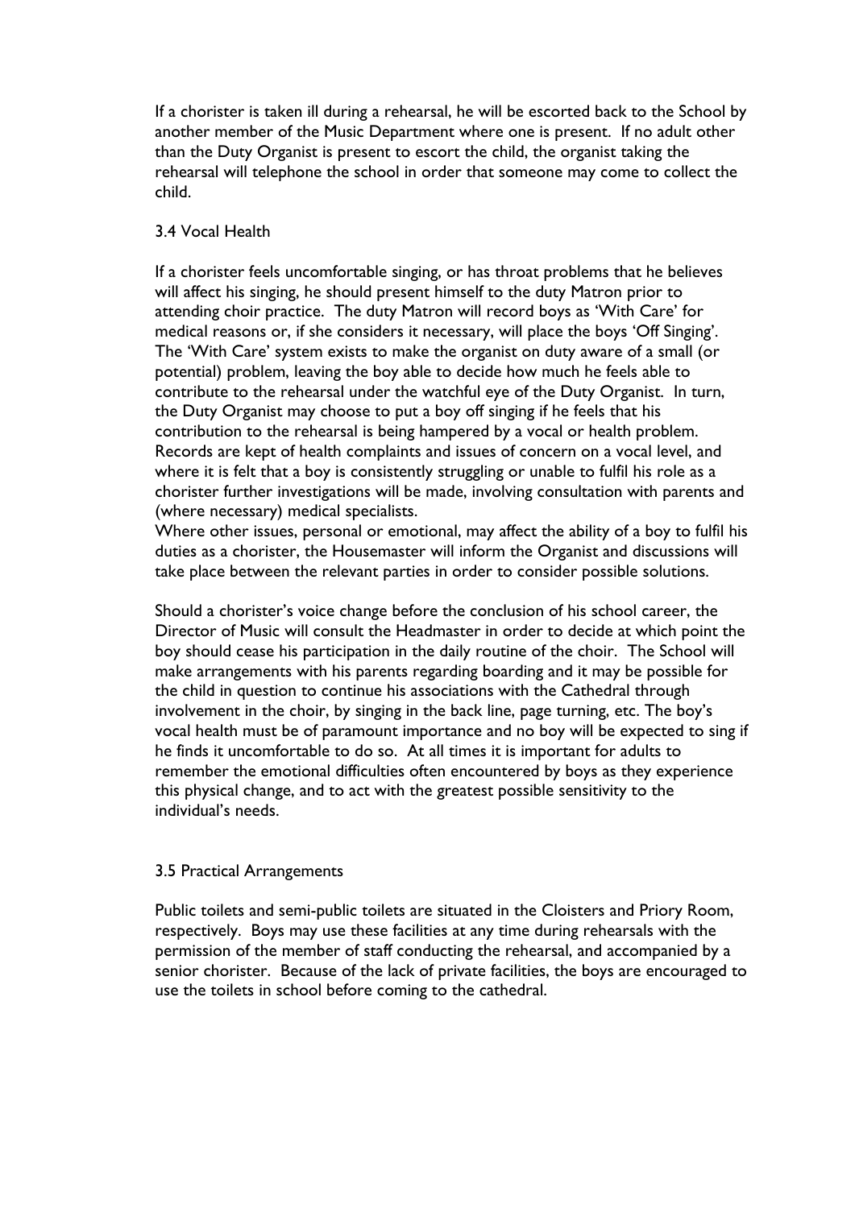If a chorister is taken ill during a rehearsal, he will be escorted back to the School by another member of the Music Department where one is present. If no adult other than the Duty Organist is present to escort the child, the organist taking the rehearsal will telephone the school in order that someone may come to collect the child.

### 3.4 Vocal Health

If a chorister feels uncomfortable singing, or has throat problems that he believes will affect his singing, he should present himself to the duty Matron prior to attending choir practice. The duty Matron will record boys as 'With Care' for medical reasons or, if she considers it necessary, will place the boys 'Off Singing'. The 'With Care' system exists to make the organist on duty aware of a small (or potential) problem, leaving the boy able to decide how much he feels able to contribute to the rehearsal under the watchful eye of the Duty Organist. In turn, the Duty Organist may choose to put a boy off singing if he feels that his contribution to the rehearsal is being hampered by a vocal or health problem. Records are kept of health complaints and issues of concern on a vocal level, and where it is felt that a boy is consistently struggling or unable to fulfil his role as a chorister further investigations will be made, involving consultation with parents and (where necessary) medical specialists.
Where other issues, personal or emotional, may affect the ability of a boy to fulfil his duties as a chorister, the Housemaster will inform the Organist and discussions will take place between the relevant parties in order to consider possible solutions.

Should a chorister's voice change before the conclusion of his school career, the Director of Music will consult the Headmaster in order to decide at which point the boy should cease his participation in the daily routine of the choir. The School will make arrangements with his parents regarding boarding and it may be possible for the child in question to continue his associations with the Cathedral through involvement in the choir, by singing in the back line, page turning, etc. The boy's vocal health must be of paramount importance and no boy will be expected to sing if he finds it uncomfortable to do so. At all times it is important for adults to remember the emotional difficulties often encountered by boys as they experience this physical change, and to act with the greatest possible sensitivity to the individual's needs.

### 3.5 Practical Arrangements

Public toilets and semi-public toilets are situated in the Cloisters and Priory Room, respectively. Boys may use these facilities at any time during rehearsals with the permission of the member of staff conducting the rehearsal, and accompanied by a senior chorister. Because of the lack of private facilities, the boys are encouraged to use the toilets in school before coming to the cathedral.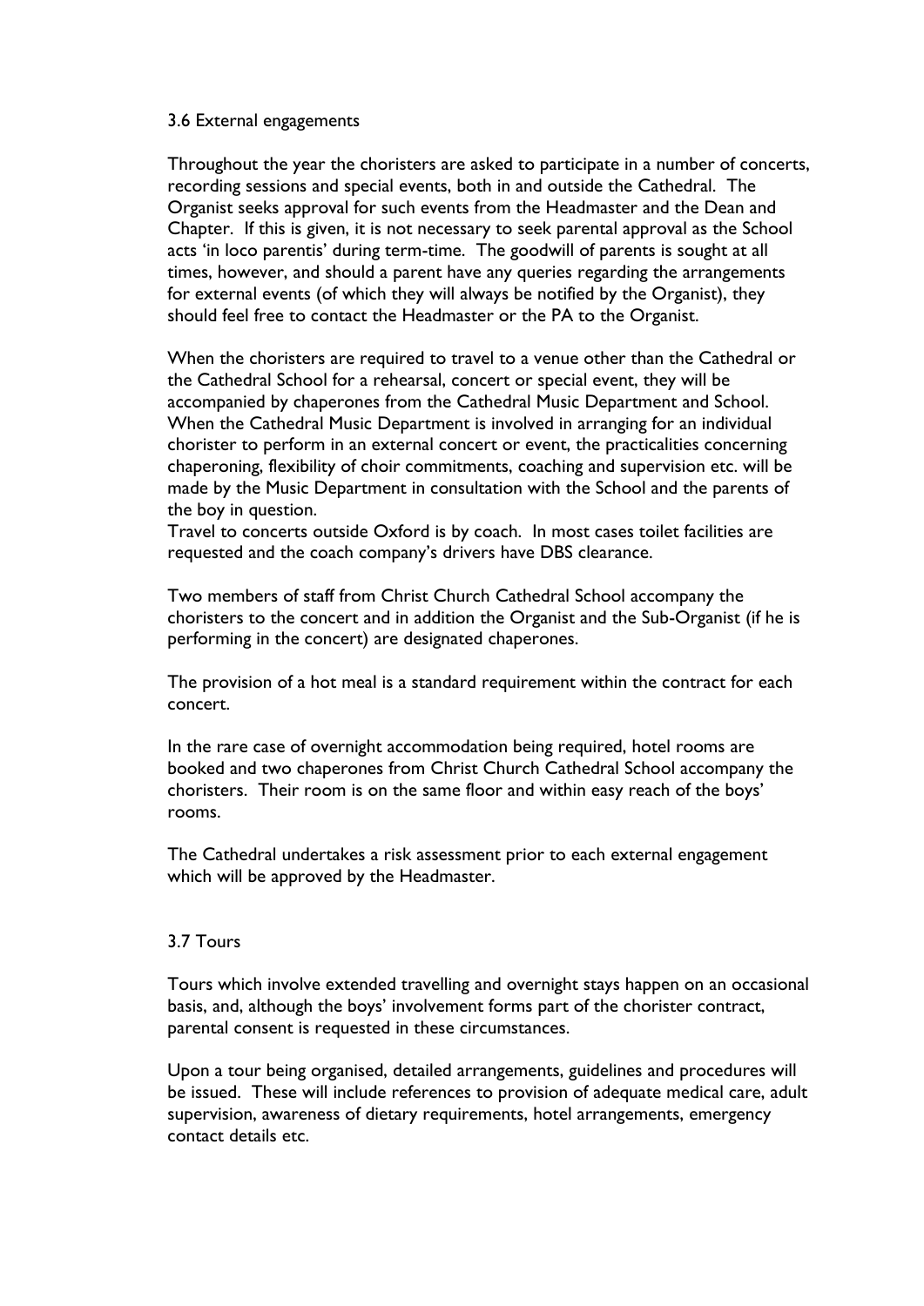### 3.6 External engagements

Throughout the year the choristers are asked to participate in a number of concerts, recording sessions and special events, both in and outside the Cathedral. The Organist seeks approval for such events from the Headmaster and the Dean and Chapter. If this is given, it is not necessary to seek parental approval as the School acts 'in loco parentis' during term-time. The goodwill of parents is sought at all times, however, and should a parent have any queries regarding the arrangements for external events (of which they will always be notified by the Organist), they should feel free to contact the Headmaster or the PA to the Organist.

When the choristers are required to travel to a venue other than the Cathedral or the Cathedral School for a rehearsal, concert or special event, they will be accompanied by chaperones from the Cathedral Music Department and School. When the Cathedral Music Department is involved in arranging for an individual chorister to perform in an external concert or event, the practicalities concerning chaperoning, flexibility of choir commitments, coaching and supervision etc. will be made by the Music Department in consultation with the School and the parents of the boy in question.

Travel to concerts outside Oxford is by coach. In most cases toilet facilities are requested and the coach company's drivers have DBS clearance.

Two members of staff from Christ Church Cathedral School accompany the choristers to the concert and in addition the Organist and the Sub-Organist (if he is performing in the concert) are designated chaperones.

The provision of a hot meal is a standard requirement within the contract for each concert.

In the rare case of overnight accommodation being required, hotel rooms are booked and two chaperones from Christ Church Cathedral School accompany the choristers. Their room is on the same floor and within easy reach of the boys' rooms.

The Cathedral undertakes a risk assessment prior to each external engagement which will be approved by the Headmaster.

### 3.7 Tours

Tours which involve extended travelling and overnight stays happen on an occasional basis, and, although the boys' involvement forms part of the chorister contract, parental consent is requested in these circumstances.

Upon a tour being organised, detailed arrangements, guidelines and procedures will be issued. These will include references to provision of adequate medical care, adult supervision, awareness of dietary requirements, hotel arrangements, emergency contact details etc.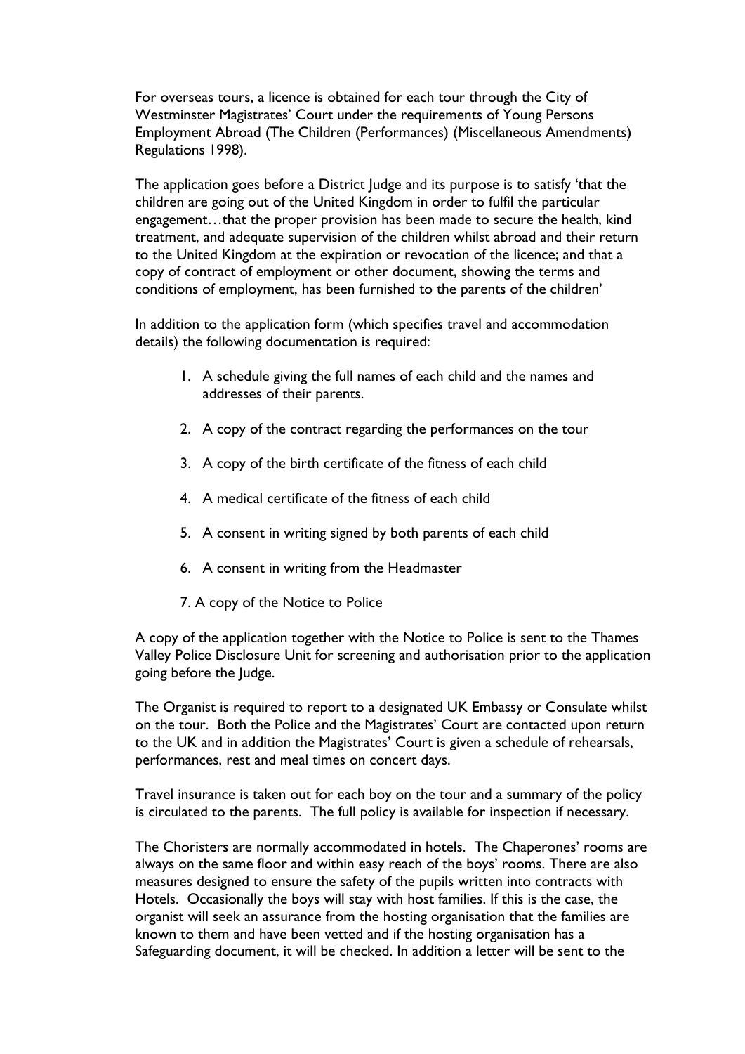For overseas tours, a licence is obtained for each tour through the City of Westminster Magistrates' Court under the requirements of Young Persons Employment Abroad (The Children (Performances) (Miscellaneous Amendments) Regulations 1998).

The application goes before a District Judge and its purpose is to satisfy 'that the children are going out of the United Kingdom in order to fulfil the particular engagement…that the proper provision has been made to secure the health, kind treatment, and adequate supervision of the children whilst abroad and their return to the United Kingdom at the expiration or revocation of the licence; and that a copy of contract of employment or other document, showing the terms and conditions of employment, has been furnished to the parents of the children'

In addition to the application form (which specifies travel and accommodation details) the following documentation is required:

1. A schedule giving the full names of each child and the names and addresses of their parents.
2. A copy of the contract regarding the performances on the tour
3. A copy of the birth certificate of the fitness of each child
4. A medical certificate of the fitness of each child
5. A consent in writing signed by both parents of each child
6. A consent in writing from the Headmaster
7. A copy of the Notice to Police

A copy of the application together with the Notice to Police is sent to the Thames Valley Police Disclosure Unit for screening and authorisation prior to the application going before the Judge.

The Organist is required to report to a designated UK Embassy or Consulate whilst on the tour. Both the Police and the Magistrates' Court are contacted upon return to the UK and in addition the Magistrates' Court is given a schedule of rehearsals, performances, rest and meal times on concert days.

Travel insurance is taken out for each boy on the tour and a summary of the policy is circulated to the parents. The full policy is available for inspection if necessary.

The Choristers are normally accommodated in hotels. The Chaperones' rooms are always on the same floor and within easy reach of the boys' rooms. There are also measures designed to ensure the safety of the pupils written into contracts with Hotels. Occasionally the boys will stay with host families. If this is the case, the organist will seek an assurance from the hosting organisation that the families are known to them and have been vetted and if the hosting organisation has a Safeguarding document, it will be checked. In addition a letter will be sent to the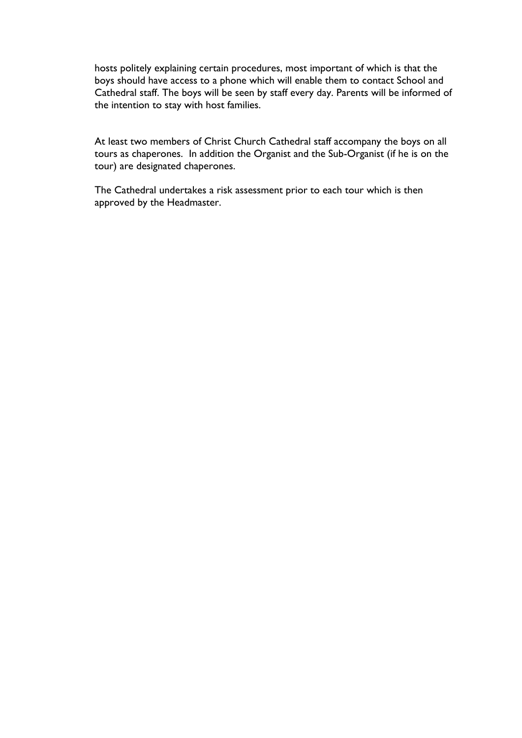hosts politely explaining certain procedures, most important of which is that the boys should have access to a phone which will enable them to contact School and Cathedral staff. The boys will be seen by staff every day. Parents will be informed of the intention to stay with host families.

At least two members of Christ Church Cathedral staff accompany the boys on all tours as chaperones. In addition the Organist and the Sub-Organist (if he is on the tour) are designated chaperones.

The Cathedral undertakes a risk assessment prior to each tour which is then approved by the Headmaster.